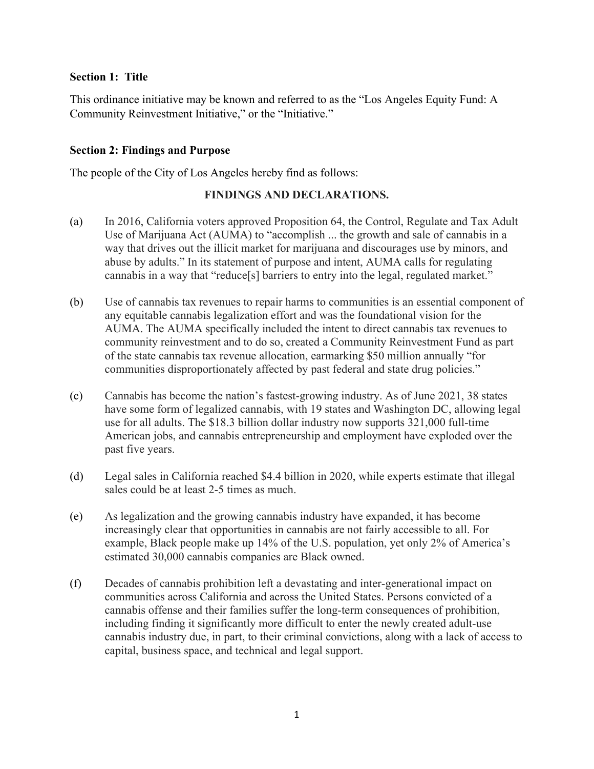**Section 1: Title**

This ordinance initiative may be known and referred to as the "Los Angeles Equity Fund: A Community Reinvestment Initiative," or the "Initiative."

**Section 2: Findings and Purpose**

The people of the City of Los Angeles hereby find as follows:

**FINDINGS AND DECLARATIONS.**

(a) In 2016, California voters approved Proposition 64, the Control, Regulate and Tax Adult Use of Marijuana Act (AUMA) to "accomplish ... the growth and sale of cannabis in a way that drives out the illicit market for marijuana and discourages use by minors, and abuse by adults." In its statement of purpose and intent, AUMA calls for regulating cannabis in a way that "reduce[s] barriers to entry into the legal, regulated market."

(b) Use of cannabis tax revenues to repair harms to communities is an essential component of any equitable cannabis legalization effort and was the foundational vision for the AUMA. The AUMA specifically included the intent to direct cannabis tax revenues to community reinvestment and to do so, created a Community Reinvestment Fund as part of the state cannabis tax revenue allocation, earmarking $50 million annually "for communities disproportionately affected by past federal and state drug policies."

(c) Cannabis has become the nation's fastest-growing industry. As of June 2021, 38 states have some form of legalized cannabis, with 19 states and Washington DC, allowing legal use for all adults. The $18.3 billion dollar industry now supports 321,000 full-time American jobs, and cannabis entrepreneurship and employment have exploded over the past five years.

(d) Legal sales in California reached $4.4 billion in 2020, while experts estimate that illegal sales could be at least 2-5 times as much.

(e) As legalization and the growing cannabis industry have expanded, it has become increasingly clear that opportunities in cannabis are not fairly accessible to all. For example, Black people make up 14% of the U.S. population, yet only 2% of America's estimated 30,000 cannabis companies are Black owned.

(f) Decades of cannabis prohibition left a devastating and inter-generational impact on communities across California and across the United States. Persons convicted of a cannabis offense and their families suffer the long-term consequences of prohibition, including finding it significantly more difficult to enter the newly created adult-use cannabis industry due, in part, to their criminal convictions, along with a lack of access to capital, business space, and technical and legal support.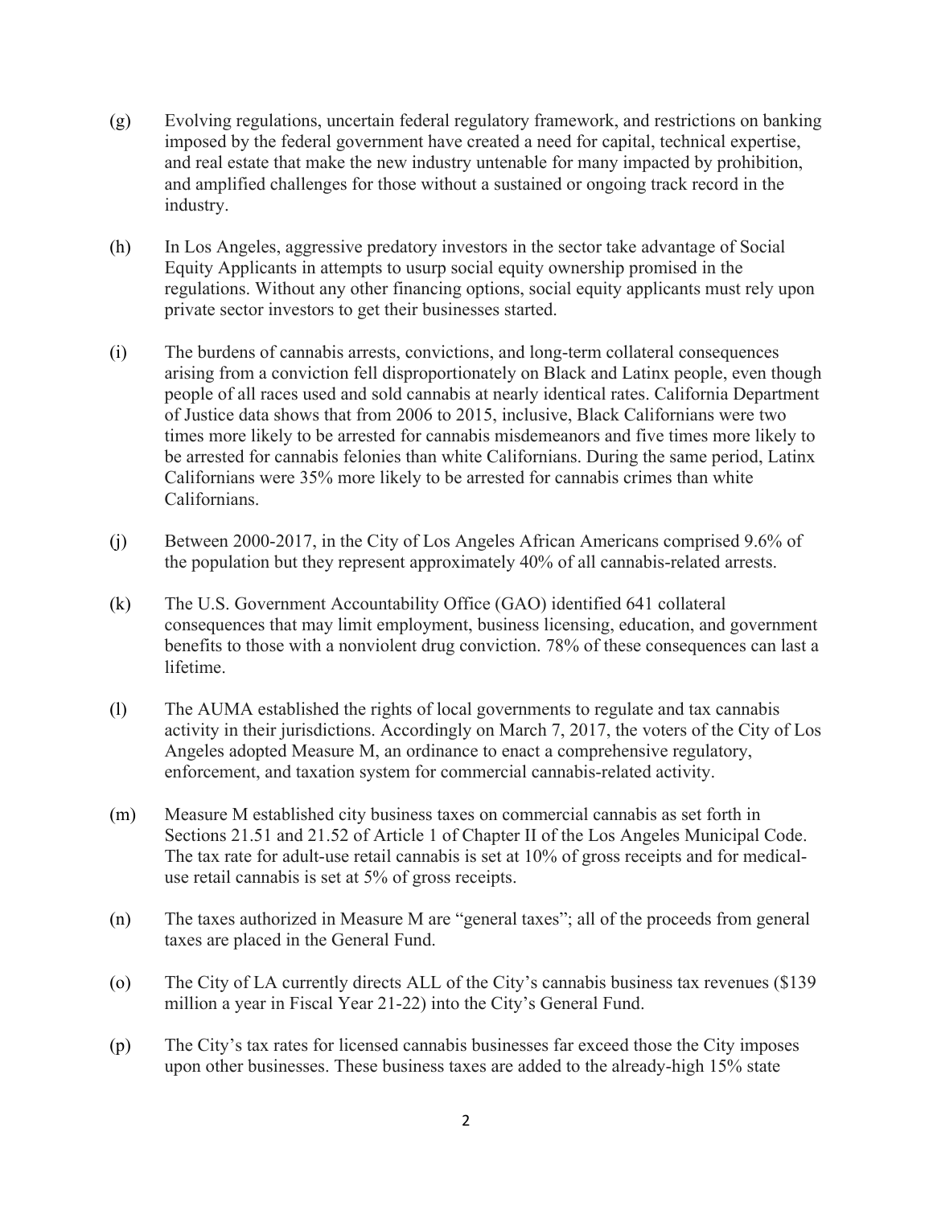(g) Evolving regulations, uncertain federal regulatory framework, and restrictions on banking imposed by the federal government have created a need for capital, technical expertise, and real estate that make the new industry untenable for many impacted by prohibition, and amplified challenges for those without a sustained or ongoing track record in the industry.

(h) In Los Angeles, aggressive predatory investors in the sector take advantage of Social Equity Applicants in attempts to usurp social equity ownership promised in the regulations. Without any other financing options, social equity applicants must rely upon private sector investors to get their businesses started.

(i) The burdens of cannabis arrests, convictions, and long-term collateral consequences arising from a conviction fell disproportionately on Black and Latinx people, even though people of all races used and sold cannabis at nearly identical rates. California Department of Justice data shows that from 2006 to 2015, inclusive, Black Californians were two times more likely to be arrested for cannabis misdemeanors and five times more likely to be arrested for cannabis felonies than white Californians. During the same period, Latinx Californians were 35% more likely to be arrested for cannabis crimes than white Californians.

(j) Between 2000-2017, in the City of Los Angeles African Americans comprised 9.6% of the population but they represent approximately 40% of all cannabis-related arrests.

(k) The U.S. Government Accountability Office (GAO) identified 641 collateral consequences that may limit employment, business licensing, education, and government benefits to those with a nonviolent drug conviction. 78% of these consequences can last a lifetime.

(l) The AUMA established the rights of local governments to regulate and tax cannabis activity in their jurisdictions. Accordingly on March 7, 2017, the voters of the City of Los Angeles adopted Measure M, an ordinance to enact a comprehensive regulatory, enforcement, and taxation system for commercial cannabis-related activity.

(m) Measure M established city business taxes on commercial cannabis as set forth in Sections 21.51 and 21.52 of Article 1 of Chapter II of the Los Angeles Municipal Code. The tax rate for adult-use retail cannabis is set at 10% of gross receipts and for medical-use retail cannabis is set at 5% of gross receipts.

(n) The taxes authorized in Measure M are "general taxes"; all of the proceeds from general taxes are placed in the General Fund.

(o) The City of LA currently directs ALL of the City's cannabis business tax revenues ($139 million a year in Fiscal Year 21-22) into the City's General Fund.

(p) The City's tax rates for licensed cannabis businesses far exceed those the City imposes upon other businesses. These business taxes are added to the already-high 15% state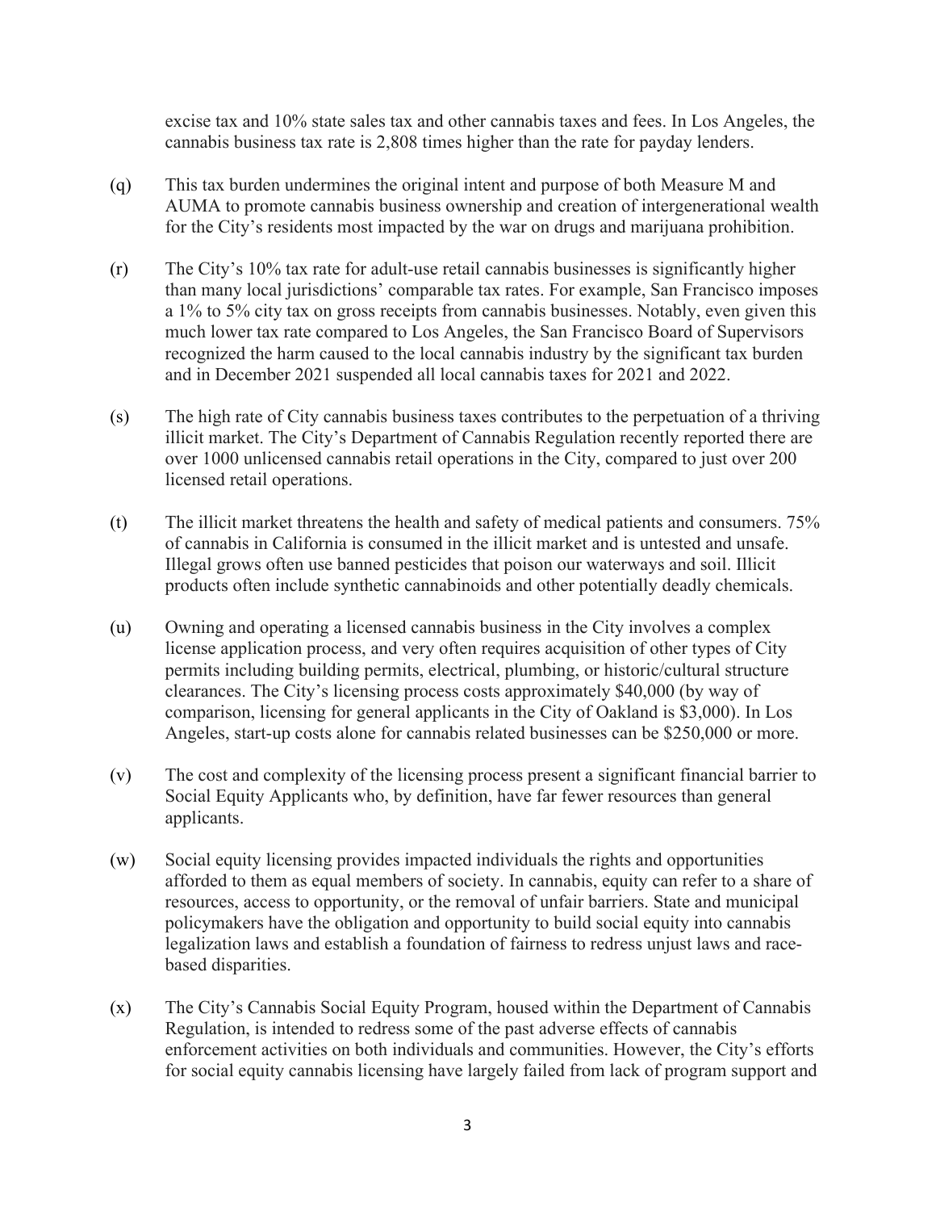excise tax and 10% state sales tax and other cannabis taxes and fees. In Los Angeles, the cannabis business tax rate is 2,808 times higher than the rate for payday lenders.

(q) This tax burden undermines the original intent and purpose of both Measure M and AUMA to promote cannabis business ownership and creation of intergenerational wealth for the City's residents most impacted by the war on drugs and marijuana prohibition.

(r) The City's 10% tax rate for adult-use retail cannabis businesses is significantly higher than many local jurisdictions' comparable tax rates. For example, San Francisco imposes a 1% to 5% city tax on gross receipts from cannabis businesses. Notably, even given this much lower tax rate compared to Los Angeles, the San Francisco Board of Supervisors recognized the harm caused to the local cannabis industry by the significant tax burden and in December 2021 suspended all local cannabis taxes for 2021 and 2022.

(s) The high rate of City cannabis business taxes contributes to the perpetuation of a thriving illicit market. The City's Department of Cannabis Regulation recently reported there are over 1000 unlicensed cannabis retail operations in the City, compared to just over 200 licensed retail operations.

(t) The illicit market threatens the health and safety of medical patients and consumers. 75% of cannabis in California is consumed in the illicit market and is untested and unsafe. Illegal grows often use banned pesticides that poison our waterways and soil. Illicit products often include synthetic cannabinoids and other potentially deadly chemicals.

(u) Owning and operating a licensed cannabis business in the City involves a complex license application process, and very often requires acquisition of other types of City permits including building permits, electrical, plumbing, or historic/cultural structure clearances. The City's licensing process costs approximately $40,000 (by way of comparison, licensing for general applicants in the City of Oakland is $3,000). In Los Angeles, start-up costs alone for cannabis related businesses can be $250,000 or more.

(v) The cost and complexity of the licensing process present a significant financial barrier to Social Equity Applicants who, by definition, have far fewer resources than general applicants.

(w) Social equity licensing provides impacted individuals the rights and opportunities afforded to them as equal members of society. In cannabis, equity can refer to a share of resources, access to opportunity, or the removal of unfair barriers. State and municipal policymakers have the obligation and opportunity to build social equity into cannabis legalization laws and establish a foundation of fairness to redress unjust laws and race-based disparities.

(x) The City's Cannabis Social Equity Program, housed within the Department of Cannabis Regulation, is intended to redress some of the past adverse effects of cannabis enforcement activities on both individuals and communities. However, the City's efforts for social equity cannabis licensing have largely failed from lack of program support and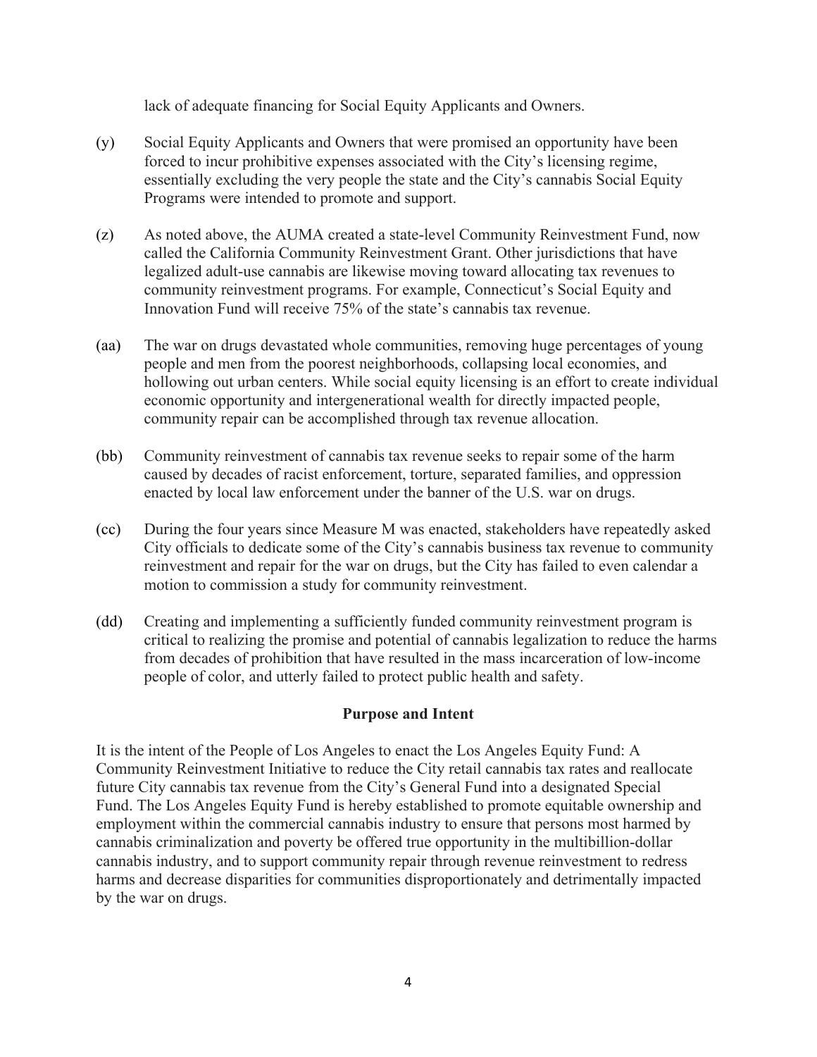lack of adequate financing for Social Equity Applicants and Owners.

(y) Social Equity Applicants and Owners that were promised an opportunity have been forced to incur prohibitive expenses associated with the City's licensing regime, essentially excluding the very people the state and the City's cannabis Social Equity Programs were intended to promote and support.

(z) As noted above, the AUMA created a state-level Community Reinvestment Fund, now called the California Community Reinvestment Grant. Other jurisdictions that have legalized adult-use cannabis are likewise moving toward allocating tax revenues to community reinvestment programs. For example, Connecticut's Social Equity and Innovation Fund will receive 75% of the state's cannabis tax revenue.

(aa) The war on drugs devastated whole communities, removing huge percentages of young people and men from the poorest neighborhoods, collapsing local economies, and hollowing out urban centers. While social equity licensing is an effort to create individual economic opportunity and intergenerational wealth for directly impacted people, community repair can be accomplished through tax revenue allocation.

(bb) Community reinvestment of cannabis tax revenue seeks to repair some of the harm caused by decades of racist enforcement, torture, separated families, and oppression enacted by local law enforcement under the banner of the U.S. war on drugs.

(cc) During the four years since Measure M was enacted, stakeholders have repeatedly asked City officials to dedicate some of the City's cannabis business tax revenue to community reinvestment and repair for the war on drugs, but the City has failed to even calendar a motion to commission a study for community reinvestment.

(dd) Creating and implementing a sufficiently funded community reinvestment program is critical to realizing the promise and potential of cannabis legalization to reduce the harms from decades of prohibition that have resulted in the mass incarceration of low-income people of color, and utterly failed to protect public health and safety.

## Purpose and Intent

It is the intent of the People of Los Angeles to enact the Los Angeles Equity Fund: A Community Reinvestment Initiative to reduce the City retail cannabis tax rates and reallocate future City cannabis tax revenue from the City's General Fund into a designated Special Fund. The Los Angeles Equity Fund is hereby established to promote equitable ownership and employment within the commercial cannabis industry to ensure that persons most harmed by cannabis criminalization and poverty be offered true opportunity in the multibillion-dollar cannabis industry, and to support community repair through revenue reinvestment to redress harms and decrease disparities for communities disproportionately and detrimentally impacted by the war on drugs.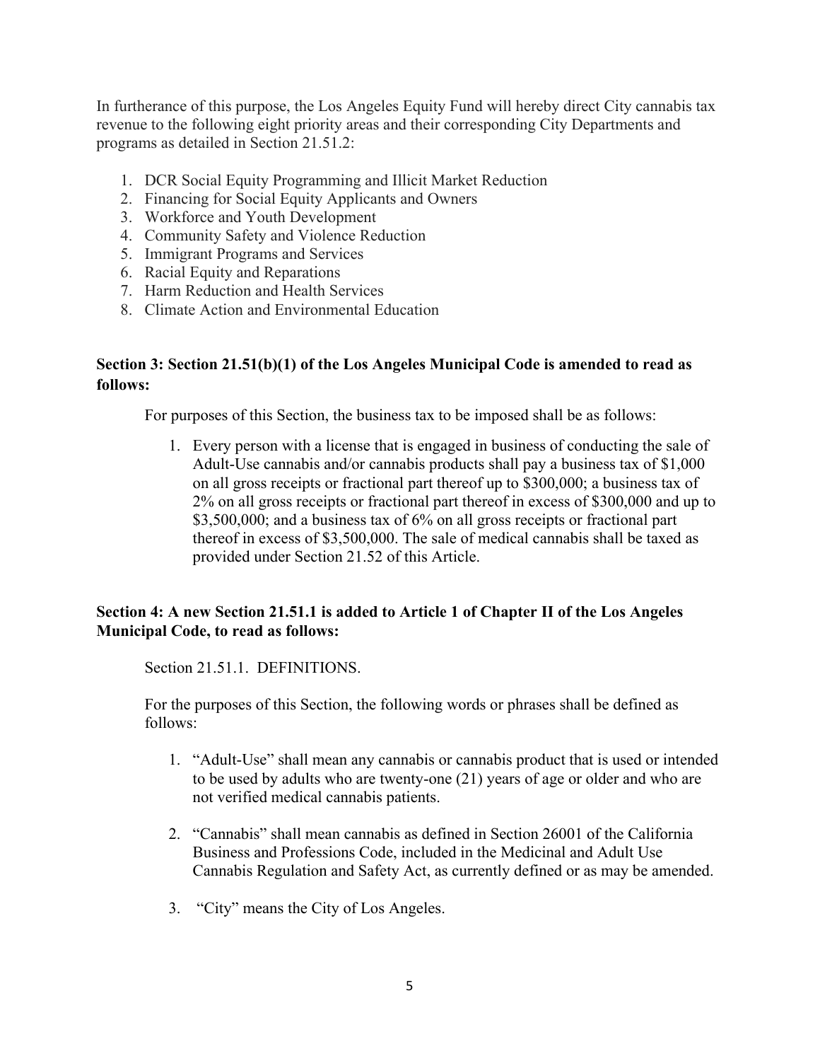In furtherance of this purpose, the Los Angeles Equity Fund will hereby direct City cannabis tax revenue to the following eight priority areas and their corresponding City Departments and programs as detailed in Section 21.51.2:

1. DCR Social Equity Programming and Illicit Market Reduction
2. Financing for Social Equity Applicants and Owners
3. Workforce and Youth Development
4. Community Safety and Violence Reduction
5. Immigrant Programs and Services
6. Racial Equity and Reparations
7. Harm Reduction and Health Services
8. Climate Action and Environmental Education

**Section 3: Section 21.51(b)(1) of the Los Angeles Municipal Code is amended to read as follows:**

For purposes of this Section, the business tax to be imposed shall be as follows:

1. Every person with a license that is engaged in business of conducting the sale of Adult-Use cannabis and/or cannabis products shall pay a business tax of $1,000 on all gross receipts or fractional part thereof up to $300,000; a business tax of 2% on all gross receipts or fractional part thereof in excess of $300,000 and up to $3,500,000; and a business tax of 6% on all gross receipts or fractional part thereof in excess of $3,500,000. The sale of medical cannabis shall be taxed as provided under Section 21.52 of this Article.

**Section 4: A new Section 21.51.1 is added to Article 1 of Chapter II of the Los Angeles Municipal Code, to read as follows:**

Section 21.51.1. DEFINITIONS.

For the purposes of this Section, the following words or phrases shall be defined as follows:

1. "Adult-Use" shall mean any cannabis or cannabis product that is used or intended to be used by adults who are twenty-one (21) years of age or older and who are not verified medical cannabis patients.

2. "Cannabis" shall mean cannabis as defined in Section 26001 of the California Business and Professions Code, included in the Medicinal and Adult Use Cannabis Regulation and Safety Act, as currently defined or as may be amended.

3. "City" means the City of Los Angeles.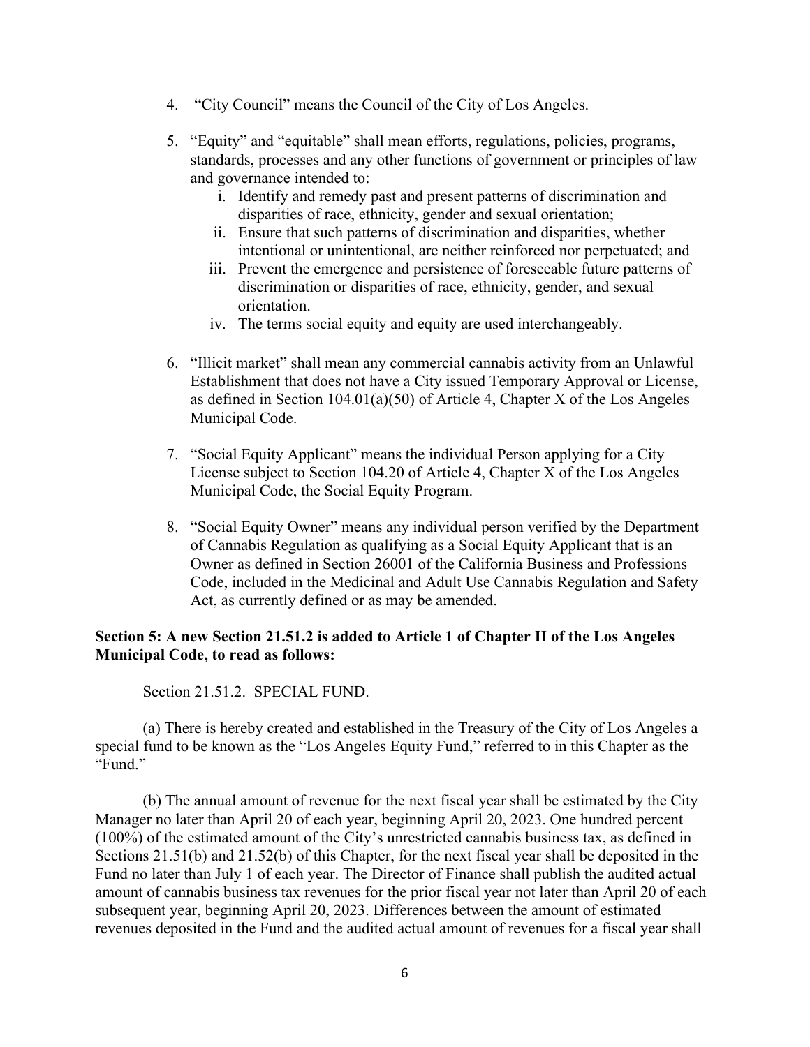4. "City Council" means the Council of the City of Los Angeles.

5. "Equity" and "equitable" shall mean efforts, regulations, policies, programs, standards, processes and any other functions of government or principles of law and governance intended to:
    i. Identify and remedy past and present patterns of discrimination and disparities of race, ethnicity, gender and sexual orientation;
    ii. Ensure that such patterns of discrimination and disparities, whether intentional or unintentional, are neither reinforced nor perpetuated; and
    iii. Prevent the emergence and persistence of foreseeable future patterns of discrimination or disparities of race, ethnicity, gender, and sexual orientation.
    iv. The terms social equity and equity are used interchangeably.

6. "Illicit market" shall mean any commercial cannabis activity from an Unlawful Establishment that does not have a City issued Temporary Approval or License, as defined in Section 104.01(a)(50) of Article 4, Chapter X of the Los Angeles Municipal Code.

7. "Social Equity Applicant" means the individual Person applying for a City License subject to Section 104.20 of Article 4, Chapter X of the Los Angeles Municipal Code, the Social Equity Program.

8. "Social Equity Owner" means any individual person verified by the Department of Cannabis Regulation as qualifying as a Social Equity Applicant that is an Owner as defined in Section 26001 of the California Business and Professions Code, included in the Medicinal and Adult Use Cannabis Regulation and Safety Act, as currently defined or as may be amended.

**Section 5: A new Section 21.51.2 is added to Article 1 of Chapter II of the Los Angeles Municipal Code, to read as follows:**

Section 21.51.2. SPECIAL FUND.

(a) There is hereby created and established in the Treasury of the City of Los Angeles a special fund to be known as the "Los Angeles Equity Fund," referred to in this Chapter as the "Fund."

(b) The annual amount of revenue for the next fiscal year shall be estimated by the City Manager no later than April 20 of each year, beginning April 20, 2023. One hundred percent (100%) of the estimated amount of the City's unrestricted cannabis business tax, as defined in Sections 21.51(b) and 21.52(b) of this Chapter, for the next fiscal year shall be deposited in the Fund no later than July 1 of each year. The Director of Finance shall publish the audited actual amount of cannabis business tax revenues for the prior fiscal year not later than April 20 of each subsequent year, beginning April 20, 2023. Differences between the amount of estimated revenues deposited in the Fund and the audited actual amount of revenues for a fiscal year shall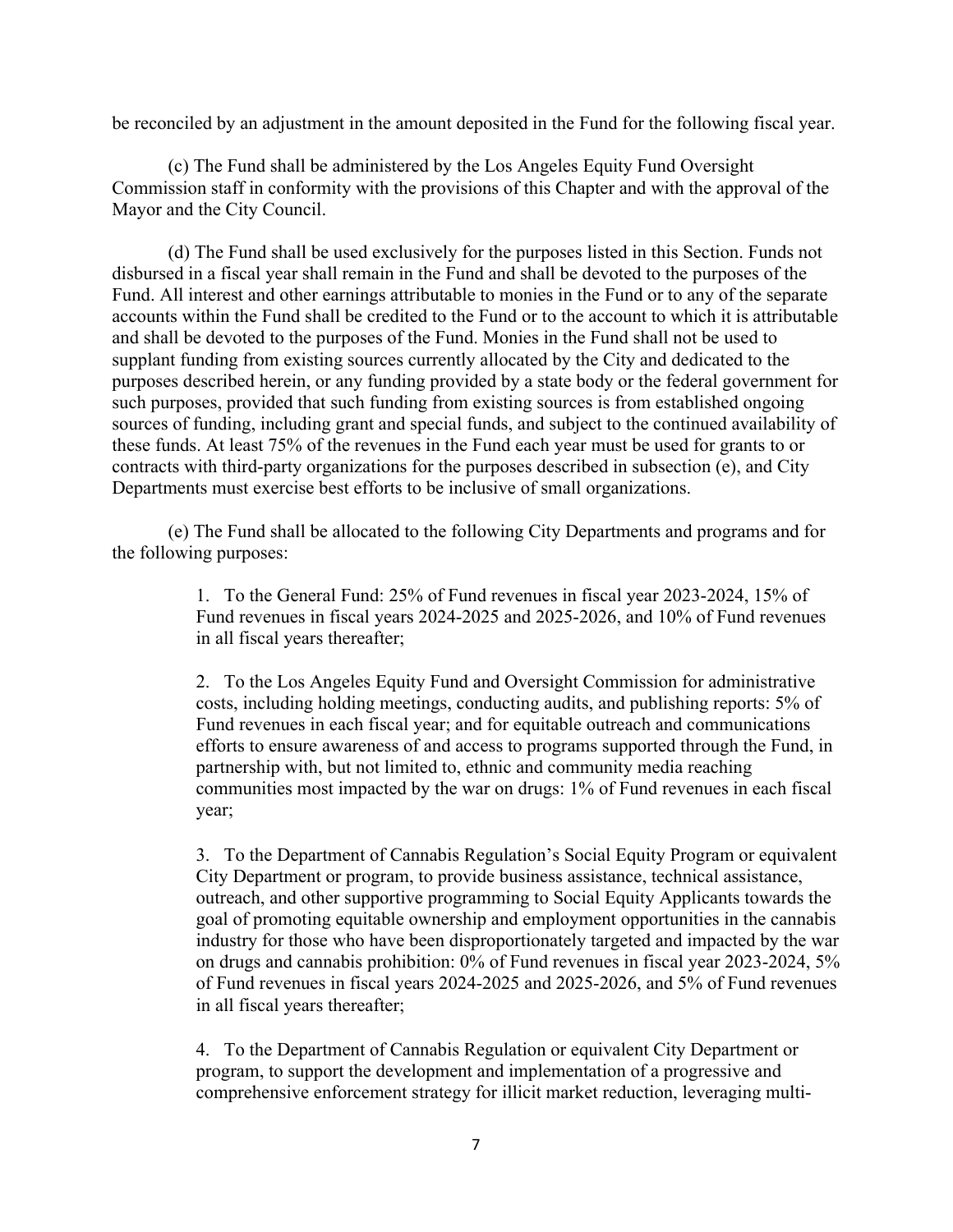be reconciled by an adjustment in the amount deposited in the Fund for the following fiscal year.

(c) The Fund shall be administered by the Los Angeles Equity Fund Oversight Commission staff in conformity with the provisions of this Chapter and with the approval of the Mayor and the City Council.

(d) The Fund shall be used exclusively for the purposes listed in this Section. Funds not disbursed in a fiscal year shall remain in the Fund and shall be devoted to the purposes of the Fund. All interest and other earnings attributable to monies in the Fund or to any of the separate accounts within the Fund shall be credited to the Fund or to the account to which it is attributable and shall be devoted to the purposes of the Fund. Monies in the Fund shall not be used to supplant funding from existing sources currently allocated by the City and dedicated to the purposes described herein, or any funding provided by a state body or the federal government for such purposes, provided that such funding from existing sources is from established ongoing sources of funding, including grant and special funds, and subject to the continued availability of these funds. At least 75% of the revenues in the Fund each year must be used for grants to or contracts with third-party organizations for the purposes described in subsection (e), and City Departments must exercise best efforts to be inclusive of small organizations.

(e) The Fund shall be allocated to the following City Departments and programs and for the following purposes:

1. To the General Fund: 25% of Fund revenues in fiscal year 2023-2024, 15% of Fund revenues in fiscal years 2024-2025 and 2025-2026, and 10% of Fund revenues in all fiscal years thereafter;

2. To the Los Angeles Equity Fund and Oversight Commission for administrative costs, including holding meetings, conducting audits, and publishing reports: 5% of Fund revenues in each fiscal year; and for equitable outreach and communications efforts to ensure awareness of and access to programs supported through the Fund, in partnership with, but not limited to, ethnic and community media reaching communities most impacted by the war on drugs: 1% of Fund revenues in each fiscal year;

3. To the Department of Cannabis Regulation's Social Equity Program or equivalent City Department or program, to provide business assistance, technical assistance, outreach, and other supportive programming to Social Equity Applicants towards the goal of promoting equitable ownership and employment opportunities in the cannabis industry for those who have been disproportionately targeted and impacted by the war on drugs and cannabis prohibition: 0% of Fund revenues in fiscal year 2023-2024, 5% of Fund revenues in fiscal years 2024-2025 and 2025-2026, and 5% of Fund revenues in all fiscal years thereafter;

4. To the Department of Cannabis Regulation or equivalent City Department or program, to support the development and implementation of a progressive and comprehensive enforcement strategy for illicit market reduction, leveraging multi-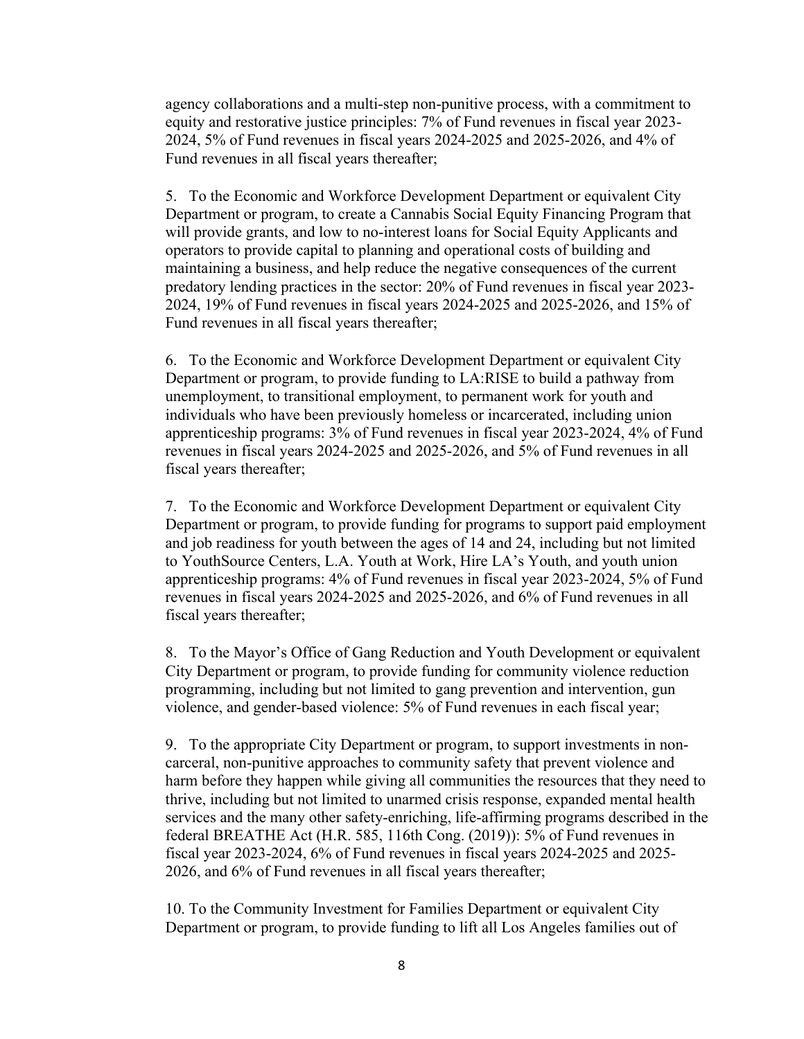agency collaborations and a multi-step non-punitive process, with a commitment to equity and restorative justice principles: 7% of Fund revenues in fiscal year 2023-2024, 5% of Fund revenues in fiscal years 2024-2025 and 2025-2026, and 4% of Fund revenues in all fiscal years thereafter;

5. To the Economic and Workforce Development Department or equivalent City Department or program, to create a Cannabis Social Equity Financing Program that will provide grants, and low to no-interest loans for Social Equity Applicants and operators to provide capital to planning and operational costs of building and maintaining a business, and help reduce the negative consequences of the current predatory lending practices in the sector: 20% of Fund revenues in fiscal year 2023-2024, 19% of Fund revenues in fiscal years 2024-2025 and 2025-2026, and 15% of Fund revenues in all fiscal years thereafter;

6. To the Economic and Workforce Development Department or equivalent City Department or program, to provide funding to LA:RISE to build a pathway from unemployment, to transitional employment, to permanent work for youth and individuals who have been previously homeless or incarcerated, including union apprenticeship programs: 3% of Fund revenues in fiscal year 2023-2024, 4% of Fund revenues in fiscal years 2024-2025 and 2025-2026, and 5% of Fund revenues in all fiscal years thereafter;

7. To the Economic and Workforce Development Department or equivalent City Department or program, to provide funding for programs to support paid employment and job readiness for youth between the ages of 14 and 24, including but not limited to YouthSource Centers, L.A. Youth at Work, Hire LA's Youth, and youth union apprenticeship programs: 4% of Fund revenues in fiscal year 2023-2024, 5% of Fund revenues in fiscal years 2024-2025 and 2025-2026, and 6% of Fund revenues in all fiscal years thereafter;

8. To the Mayor's Office of Gang Reduction and Youth Development or equivalent City Department or program, to provide funding for community violence reduction programming, including but not limited to gang prevention and intervention, gun violence, and gender-based violence: 5% of Fund revenues in each fiscal year;

9. To the appropriate City Department or program, to support investments in non-carceral, non-punitive approaches to community safety that prevent violence and harm before they happen while giving all communities the resources that they need to thrive, including but not limited to unarmed crisis response, expanded mental health services and the many other safety-enriching, life-affirming programs described in the federal BREATHE Act (H.R. 585, 116th Cong. (2019)): 5% of Fund revenues in fiscal year 2023-2024, 6% of Fund revenues in fiscal years 2024-2025 and 2025-2026, and 6% of Fund revenues in all fiscal years thereafter;

10. To the Community Investment for Families Department or equivalent City Department or program, to provide funding to lift all Los Angeles families out of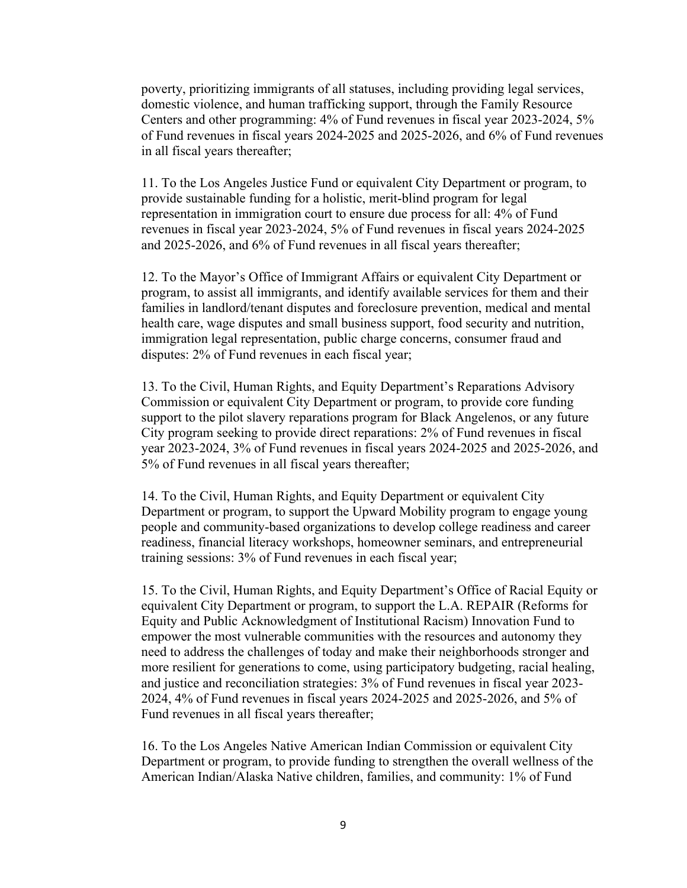poverty, prioritizing immigrants of all statuses, including providing legal services, domestic violence, and human trafficking support, through the Family Resource Centers and other programming: 4% of Fund revenues in fiscal year 2023-2024, 5% of Fund revenues in fiscal years 2024-2025 and 2025-2026, and 6% of Fund revenues in all fiscal years thereafter;

11. To the Los Angeles Justice Fund or equivalent City Department or program, to provide sustainable funding for a holistic, merit-blind program for legal representation in immigration court to ensure due process for all: 4% of Fund revenues in fiscal year 2023-2024, 5% of Fund revenues in fiscal years 2024-2025 and 2025-2026, and 6% of Fund revenues in all fiscal years thereafter;

12. To the Mayor's Office of Immigrant Affairs or equivalent City Department or program, to assist all immigrants, and identify available services for them and their families in landlord/tenant disputes and foreclosure prevention, medical and mental health care, wage disputes and small business support, food security and nutrition, immigration legal representation, public charge concerns, consumer fraud and disputes: 2% of Fund revenues in each fiscal year;

13. To the Civil, Human Rights, and Equity Department's Reparations Advisory Commission or equivalent City Department or program, to provide core funding support to the pilot slavery reparations program for Black Angelenos, or any future City program seeking to provide direct reparations: 2% of Fund revenues in fiscal year 2023-2024, 3% of Fund revenues in fiscal years 2024-2025 and 2025-2026, and 5% of Fund revenues in all fiscal years thereafter;

14. To the Civil, Human Rights, and Equity Department or equivalent City Department or program, to support the Upward Mobility program to engage young people and community-based organizations to develop college readiness and career readiness, financial literacy workshops, homeowner seminars, and entrepreneurial training sessions: 3% of Fund revenues in each fiscal year;

15. To the Civil, Human Rights, and Equity Department's Office of Racial Equity or equivalent City Department or program, to support the L.A. REPAIR (Reforms for Equity and Public Acknowledgment of Institutional Racism) Innovation Fund to empower the most vulnerable communities with the resources and autonomy they need to address the challenges of today and make their neighborhoods stronger and more resilient for generations to come, using participatory budgeting, racial healing, and justice and reconciliation strategies: 3% of Fund revenues in fiscal year 2023-2024, 4% of Fund revenues in fiscal years 2024-2025 and 2025-2026, and 5% of Fund revenues in all fiscal years thereafter;

16. To the Los Angeles Native American Indian Commission or equivalent City Department or program, to provide funding to strengthen the overall wellness of the American Indian/Alaska Native children, families, and community: 1% of Fund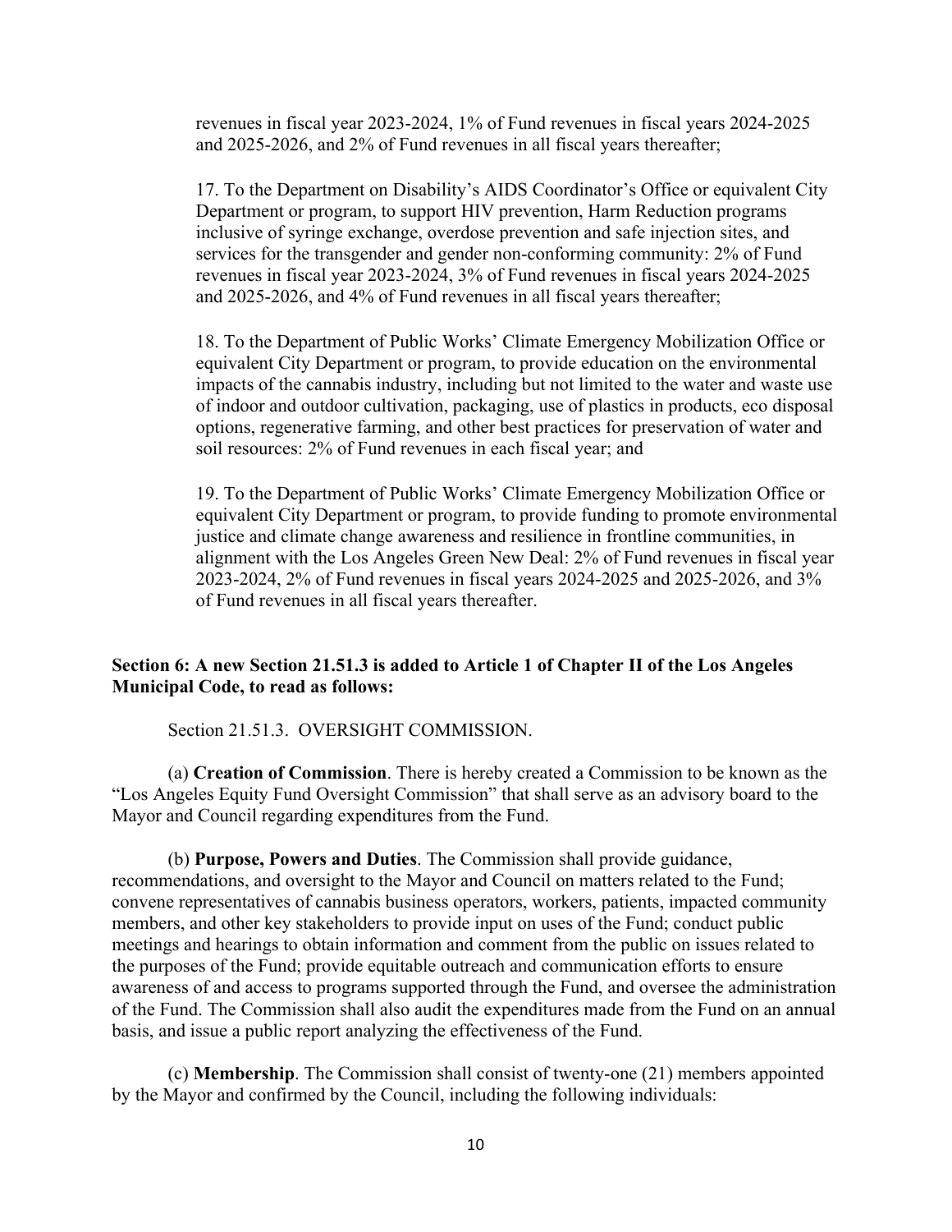revenues in fiscal year 2023-2024, 1% of Fund revenues in fiscal years 2024-2025 and 2025-2026, and 2% of Fund revenues in all fiscal years thereafter;

17. To the Department on Disability's AIDS Coordinator's Office or equivalent City Department or program, to support HIV prevention, Harm Reduction programs inclusive of syringe exchange, overdose prevention and safe injection sites, and services for the transgender and gender non-conforming community: 2% of Fund revenues in fiscal year 2023-2024, 3% of Fund revenues in fiscal years 2024-2025 and 2025-2026, and 4% of Fund revenues in all fiscal years thereafter;

18. To the Department of Public Works' Climate Emergency Mobilization Office or equivalent City Department or program, to provide education on the environmental impacts of the cannabis industry, including but not limited to the water and waste use of indoor and outdoor cultivation, packaging, use of plastics in products, eco disposal options, regenerative farming, and other best practices for preservation of water and soil resources: 2% of Fund revenues in each fiscal year; and

19. To the Department of Public Works' Climate Emergency Mobilization Office or equivalent City Department or program, to provide funding to promote environmental justice and climate change awareness and resilience in frontline communities, in alignment with the Los Angeles Green New Deal: 2% of Fund revenues in fiscal year 2023-2024, 2% of Fund revenues in fiscal years 2024-2025 and 2025-2026, and 3% of Fund revenues in all fiscal years thereafter.

**Section 6: A new Section 21.51.3 is added to Article 1 of Chapter II of the Los Angeles Municipal Code, to read as follows:**

Section 21.51.3. OVERSIGHT COMMISSION.

(a) **Creation of Commission**. There is hereby created a Commission to be known as the "Los Angeles Equity Fund Oversight Commission" that shall serve as an advisory board to the Mayor and Council regarding expenditures from the Fund.

(b) **Purpose, Powers and Duties**. The Commission shall provide guidance, recommendations, and oversight to the Mayor and Council on matters related to the Fund; convene representatives of cannabis business operators, workers, patients, impacted community members, and other key stakeholders to provide input on uses of the Fund; conduct public meetings and hearings to obtain information and comment from the public on issues related to the purposes of the Fund; provide equitable outreach and communication efforts to ensure awareness of and access to programs supported through the Fund, and oversee the administration of the Fund. The Commission shall also audit the expenditures made from the Fund on an annual basis, and issue a public report analyzing the effectiveness of the Fund.

(c) **Membership**. The Commission shall consist of twenty-one (21) members appointed by the Mayor and confirmed by the Council, including the following individuals: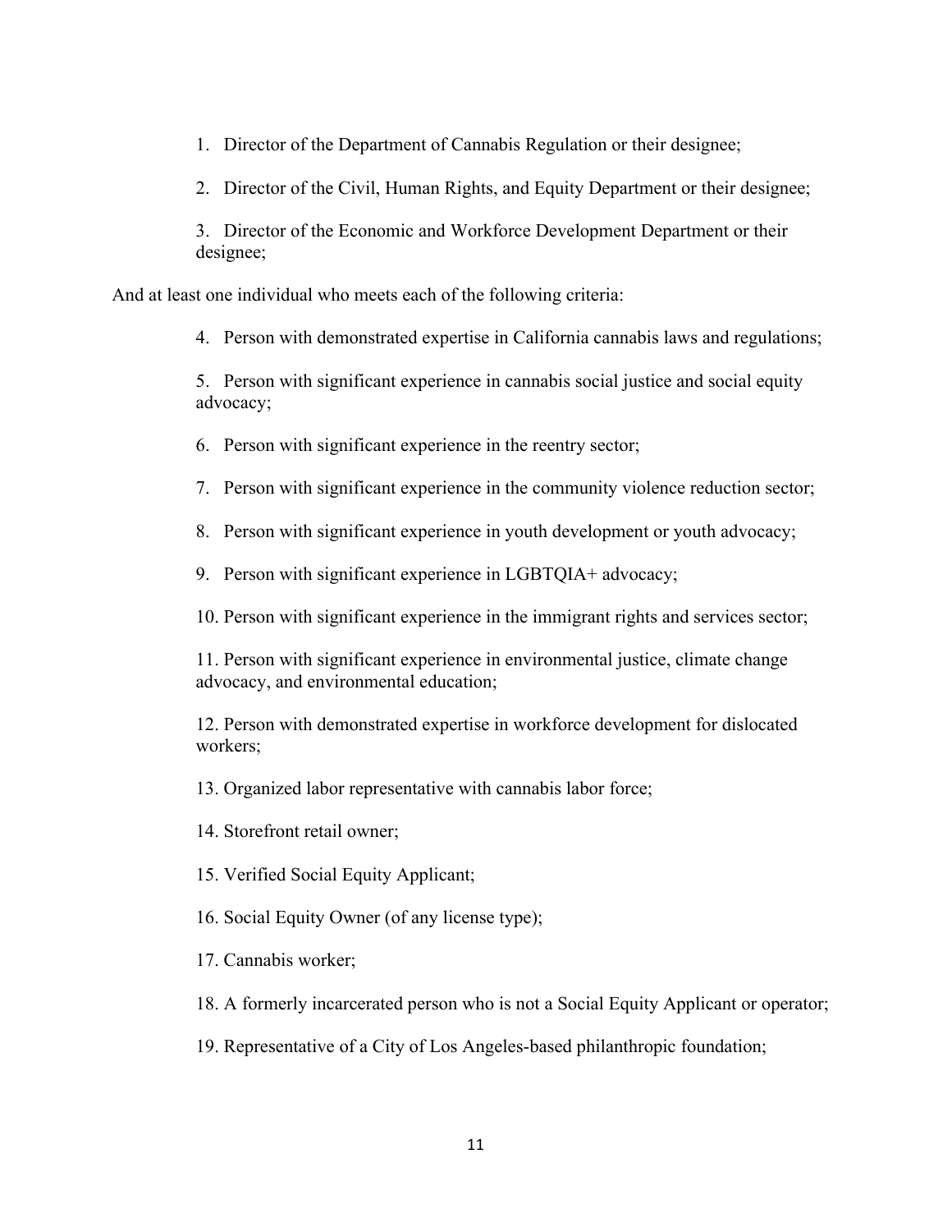1. Director of the Department of Cannabis Regulation or their designee;

2. Director of the Civil, Human Rights, and Equity Department or their designee;

3. Director of the Economic and Workforce Development Department or their designee;

And at least one individual who meets each of the following criteria:

4. Person with demonstrated expertise in California cannabis laws and regulations;

5. Person with significant experience in cannabis social justice and social equity advocacy;

6. Person with significant experience in the reentry sector;

7. Person with significant experience in the community violence reduction sector;

8. Person with significant experience in youth development or youth advocacy;

9. Person with significant experience in LGBTQIA+ advocacy;

10. Person with significant experience in the immigrant rights and services sector;

11. Person with significant experience in environmental justice, climate change advocacy, and environmental education;

12. Person with demonstrated expertise in workforce development for dislocated workers;

13. Organized labor representative with cannabis labor force;

14. Storefront retail owner;

15. Verified Social Equity Applicant;

16. Social Equity Owner (of any license type);

17. Cannabis worker;

18. A formerly incarcerated person who is not a Social Equity Applicant or operator;

19. Representative of a City of Los Angeles-based philanthropic foundation;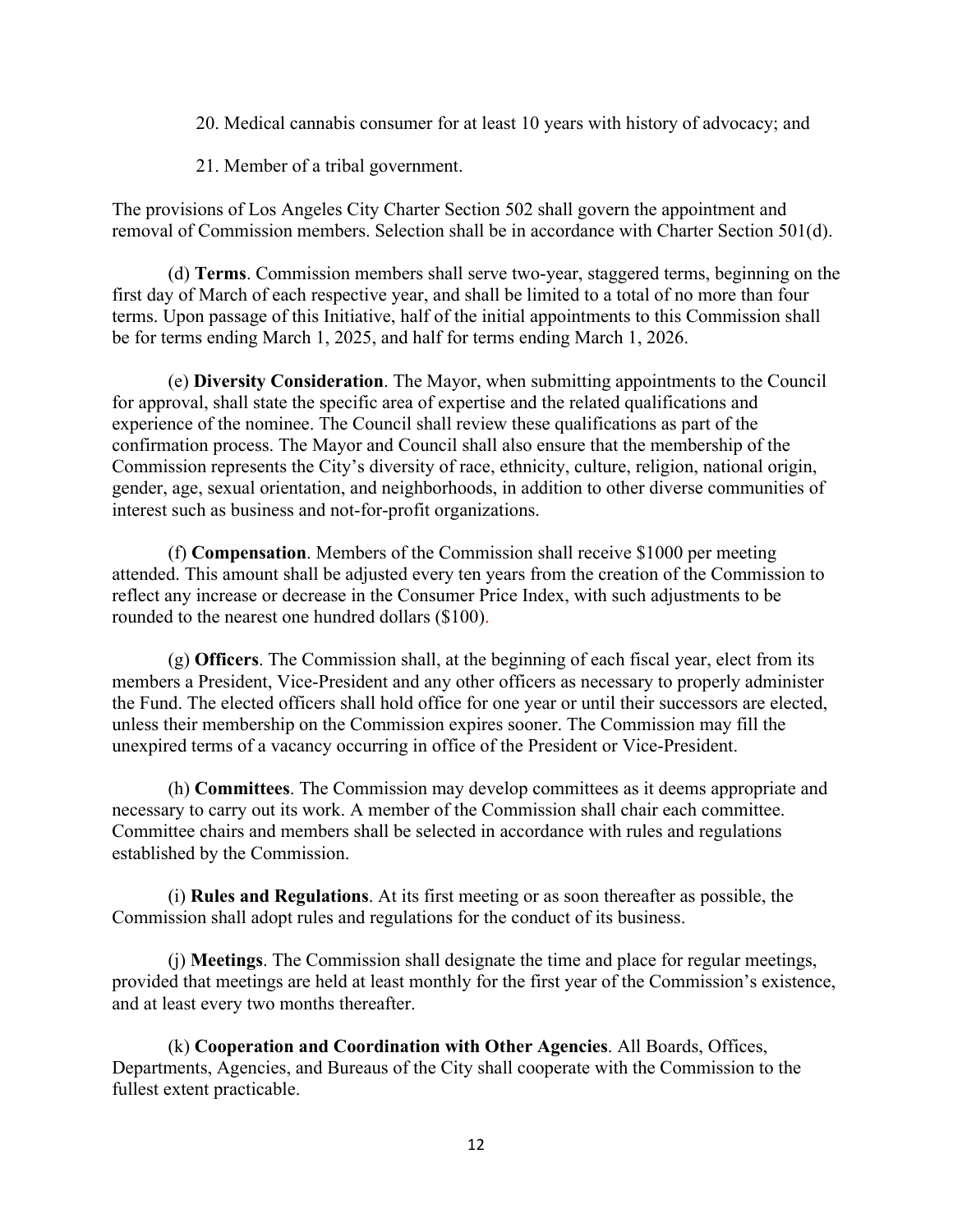20. Medical cannabis consumer for at least 10 years with history of advocacy; and

21. Member of a tribal government.

The provisions of Los Angeles City Charter Section 502 shall govern the appointment and removal of Commission members. Selection shall be in accordance with Charter Section 501(d).

(d) **Terms**. Commission members shall serve two-year, staggered terms, beginning on the first day of March of each respective year, and shall be limited to a total of no more than four terms. Upon passage of this Initiative, half of the initial appointments to this Commission shall be for terms ending March 1, 2025, and half for terms ending March 1, 2026.

(e) **Diversity Consideration**. The Mayor, when submitting appointments to the Council for approval, shall state the specific area of expertise and the related qualifications and experience of the nominee. The Council shall review these qualifications as part of the confirmation process. The Mayor and Council shall also ensure that the membership of the Commission represents the City's diversity of race, ethnicity, culture, religion, national origin, gender, age, sexual orientation, and neighborhoods, in addition to other diverse communities of interest such as business and not-for-profit organizations.

(f) **Compensation**. Members of the Commission shall receive $1000 per meeting attended. This amount shall be adjusted every ten years from the creation of the Commission to reflect any increase or decrease in the Consumer Price Index, with such adjustments to be rounded to the nearest one hundred dollars ($100).

(g) **Officers**. The Commission shall, at the beginning of each fiscal year, elect from its members a President, Vice-President and any other officers as necessary to properly administer the Fund. The elected officers shall hold office for one year or until their successors are elected, unless their membership on the Commission expires sooner. The Commission may fill the unexpired terms of a vacancy occurring in office of the President or Vice-President.

(h) **Committees**. The Commission may develop committees as it deems appropriate and necessary to carry out its work. A member of the Commission shall chair each committee. Committee chairs and members shall be selected in accordance with rules and regulations established by the Commission.

(i) **Rules and Regulations**. At its first meeting or as soon thereafter as possible, the Commission shall adopt rules and regulations for the conduct of its business.

(j) **Meetings**. The Commission shall designate the time and place for regular meetings, provided that meetings are held at least monthly for the first year of the Commission's existence, and at least every two months thereafter.

(k) **Cooperation and Coordination with Other Agencies**. All Boards, Offices, Departments, Agencies, and Bureaus of the City shall cooperate with the Commission to the fullest extent practicable.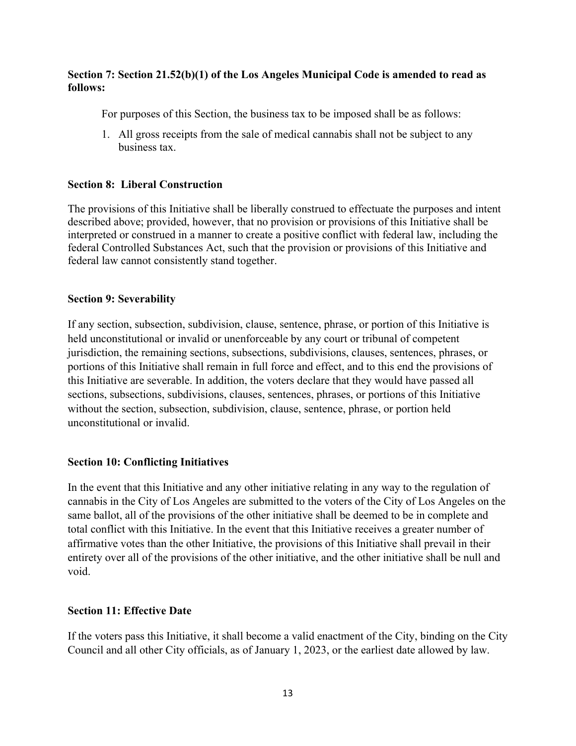**Section 7: Section 21.52(b)(1) of the Los Angeles Municipal Code is amended to read as follows:**

For purposes of this Section, the business tax to be imposed shall be as follows:

1. All gross receipts from the sale of medical cannabis shall not be subject to any business tax.

**Section 8: Liberal Construction**

The provisions of this Initiative shall be liberally construed to effectuate the purposes and intent described above; provided, however, that no provision or provisions of this Initiative shall be interpreted or construed in a manner to create a positive conflict with federal law, including the federal Controlled Substances Act, such that the provision or provisions of this Initiative and federal law cannot consistently stand together.

**Section 9: Severability**

If any section, subsection, subdivision, clause, sentence, phrase, or portion of this Initiative is held unconstitutional or invalid or unenforceable by any court or tribunal of competent jurisdiction, the remaining sections, subsections, subdivisions, clauses, sentences, phrases, or portions of this Initiative shall remain in full force and effect, and to this end the provisions of this Initiative are severable. In addition, the voters declare that they would have passed all sections, subsections, subdivisions, clauses, sentences, phrases, or portions of this Initiative without the section, subsection, subdivision, clause, sentence, phrase, or portion held unconstitutional or invalid.

**Section 10: Conflicting Initiatives**

In the event that this Initiative and any other initiative relating in any way to the regulation of cannabis in the City of Los Angeles are submitted to the voters of the City of Los Angeles on the same ballot, all of the provisions of the other initiative shall be deemed to be in complete and total conflict with this Initiative. In the event that this Initiative receives a greater number of affirmative votes than the other Initiative, the provisions of this Initiative shall prevail in their entirety over all of the provisions of the other initiative, and the other initiative shall be null and void.

**Section 11: Effective Date**

If the voters pass this Initiative, it shall become a valid enactment of the City, binding on the City Council and all other City officials, as of January 1, 2023, or the earliest date allowed by law.